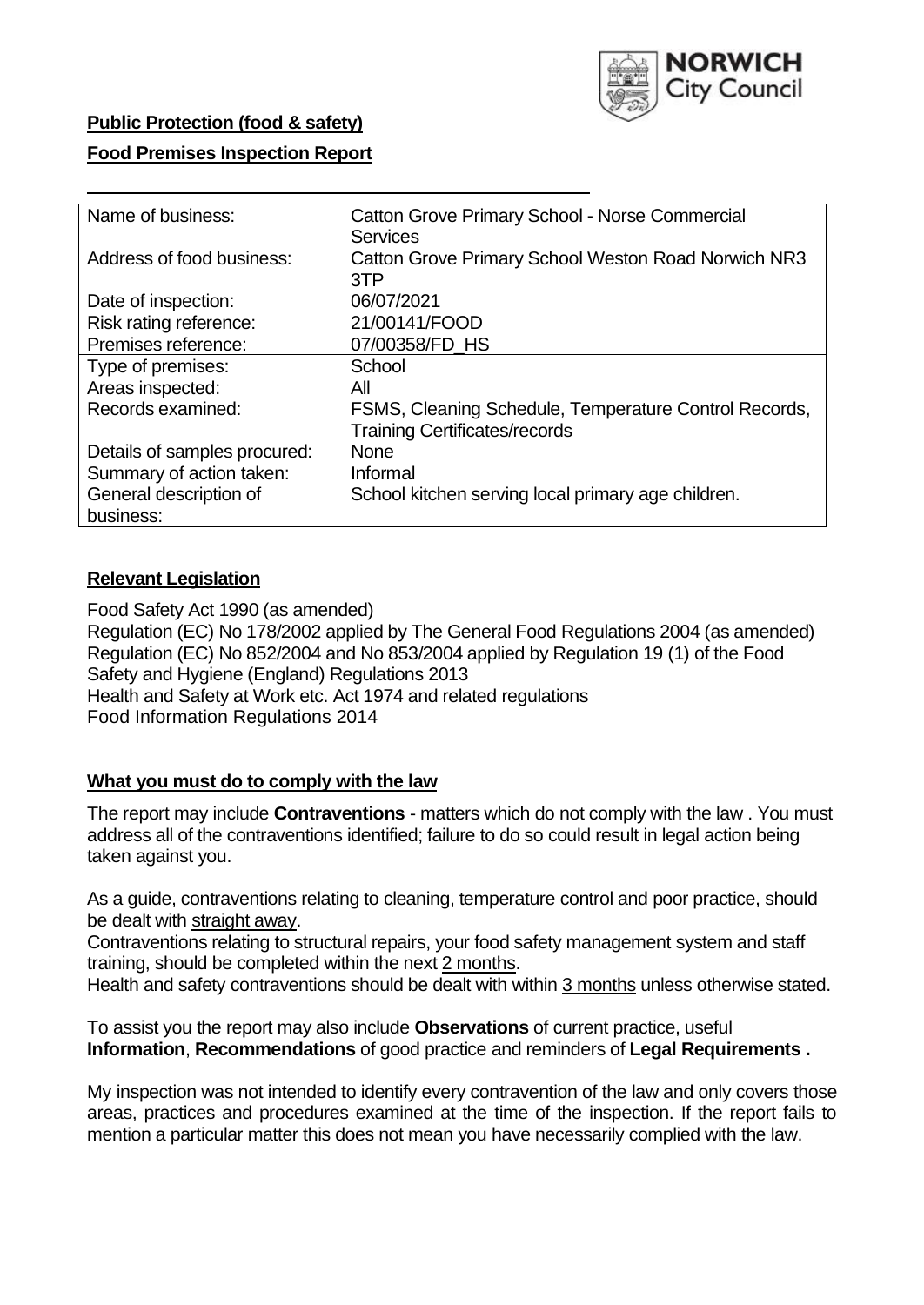NORWICH City Council

**Public Protection (food & safety)**

**Food Premises Inspection Report**

| Name of business: | Catton Grove Primary School - Norse Commercial Services |
|---|---|
| Address of food business: | Catton Grove Primary School Weston Road Norwich NR3 3TP |
| Date of inspection: | 06/07/2021 |
| Risk rating reference: | 21/00141/FOOD |
| Premises reference: | 07/00358/FD_HS |
| Type of premises: | School |
| Areas inspected: | All |
| Records examined: | FSMS, Cleaning Schedule, Temperature Control Records, Training Certificates/records |
| Details of samples procured: | None |
| Summary of action taken: | Informal |
| General description of business: | School kitchen serving local primary age children. |

## Relevant Legislation

Food Safety Act 1990 (as amended)
Regulation (EC) No 178/2002 applied by The General Food Regulations 2004 (as amended)
Regulation (EC) No 852/2004 and No 853/2004 applied by Regulation 19 (1) of the Food Safety and Hygiene (England) Regulations 2013
Health and Safety at Work etc. Act 1974 and related regulations
Food Information Regulations 2014

## What you must do to comply with the law

The report may include **Contraventions** - matters which do not comply with the law . You must address all of the contraventions identified; failure to do so could result in legal action being taken against you.

As a guide, contraventions relating to cleaning, temperature control and poor practice, should be dealt with straight away.

Contraventions relating to structural repairs, your food safety management system and staff training, should be completed within the next 2 months.

Health and safety contraventions should be dealt with within 3 months unless otherwise stated.

To assist you the report may also include **Observations** of current practice, useful **Information**, **Recommendations** of good practice and reminders of **Legal Requirements .**

My inspection was not intended to identify every contravention of the law and only covers those areas, practices and procedures examined at the time of the inspection. If the report fails to mention a particular matter this does not mean you have necessarily complied with the law.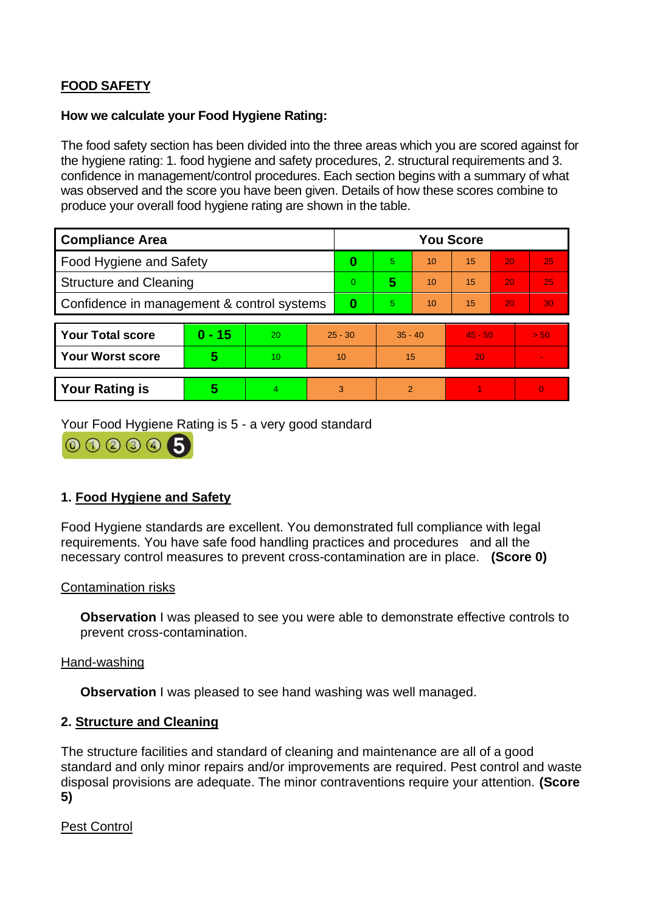**FOOD SAFETY**

**How we calculate your Food Hygiene Rating:**

The food safety section has been divided into the three areas which you are scored against for the hygiene rating: 1. food hygiene and safety procedures, 2. structural requirements and 3. confidence in management/control procedures. Each section begins with a summary of what was observed and the score you have been given. Details of how these scores combine to produce your overall food hygiene rating are shown in the table.

| Compliance Area | You Score | | | | | |
|---|---|---|---|---|---|---|
| Food Hygiene and Safety | **0** | 5 | 10 | 15 | 20 | 25 |
| Structure and Cleaning | 0 | **5** | 10 | 15 | 20 | 25 |
| Confidence in management & control systems | **0** | 5 | 10 | 15 | 20 | 30 |

| | | | | | | |
|---|---|---|---|---|---|---|
| **Your Total score** | **0 - 15** | 20 | 25 - 30 | 35 - 40 | 45 - 50 | > 50 |
| **Your Worst score** | **5** | 10 | 10 | 15 | 20 | - |

| | | | | | | |
|---|---|---|---|---|---|---|
| **Your Rating is** | **5** | 4 | 3 | 2 | 1 | 0 |

Your Food Hygiene Rating is 5 - a very good standard

## 1. Food Hygiene and Safety

Food Hygiene standards are excellent. You demonstrated full compliance with legal requirements. You have safe food handling practices and procedures and all the necessary control measures to prevent cross-contamination are in place. **(Score 0)**

Contamination risks

**Observation** I was pleased to see you were able to demonstrate effective controls to prevent cross-contamination.

Hand-washing

**Observation** I was pleased to see hand washing was well managed.

## 2. Structure and Cleaning

The structure facilities and standard of cleaning and maintenance are all of a good standard and only minor repairs and/or improvements are required. Pest control and waste disposal provisions are adequate. The minor contraventions require your attention. **(Score 5)**

Pest Control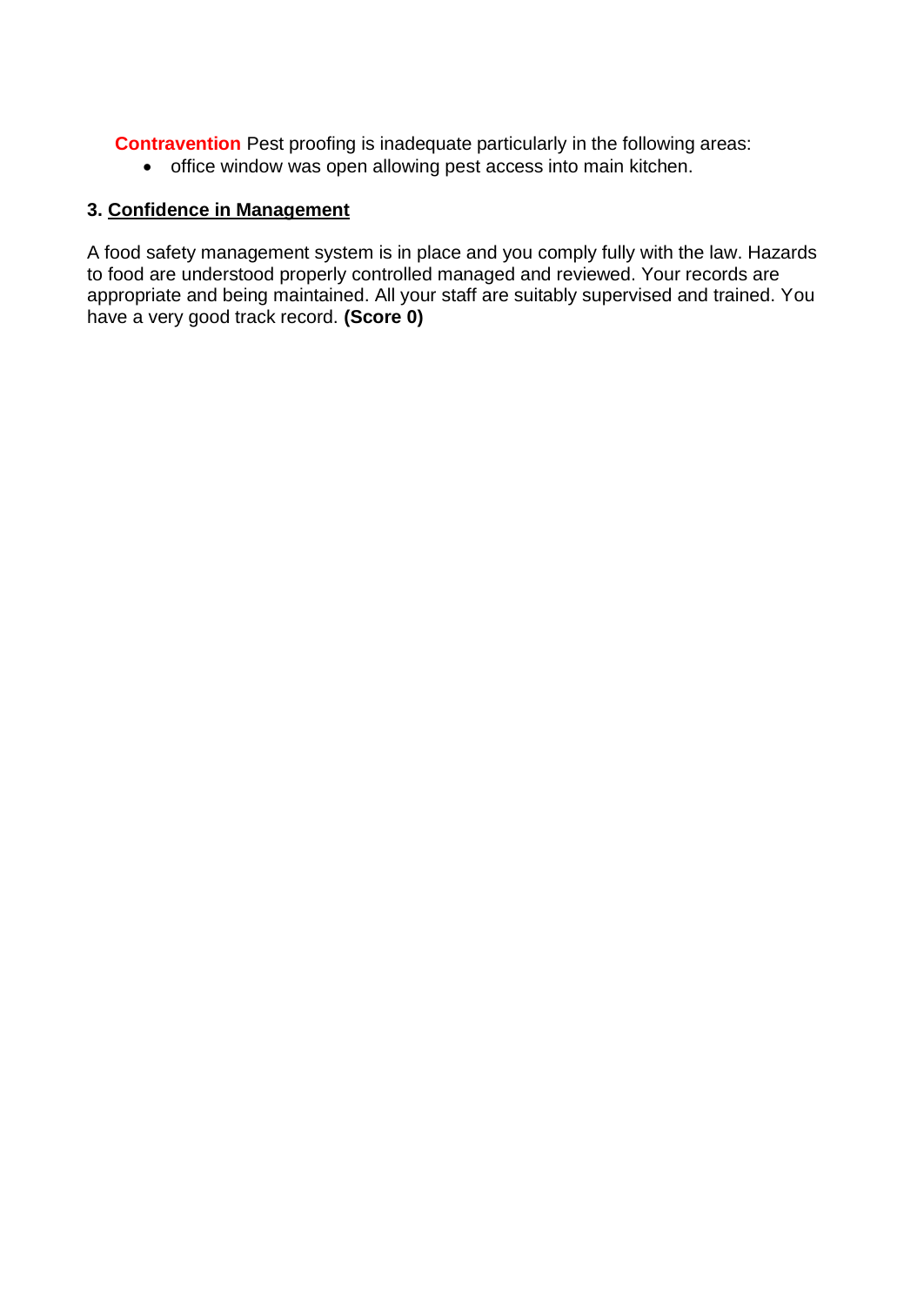**Contravention** Pest proofing is inadequate particularly in the following areas:

- office window was open allowing pest access into main kitchen.

### 3. Confidence in Management

A food safety management system is in place and you comply fully with the law. Hazards to food are understood properly controlled managed and reviewed. Your records are appropriate and being maintained. All your staff are suitably supervised and trained. You have a very good track record. **(Score 0)**